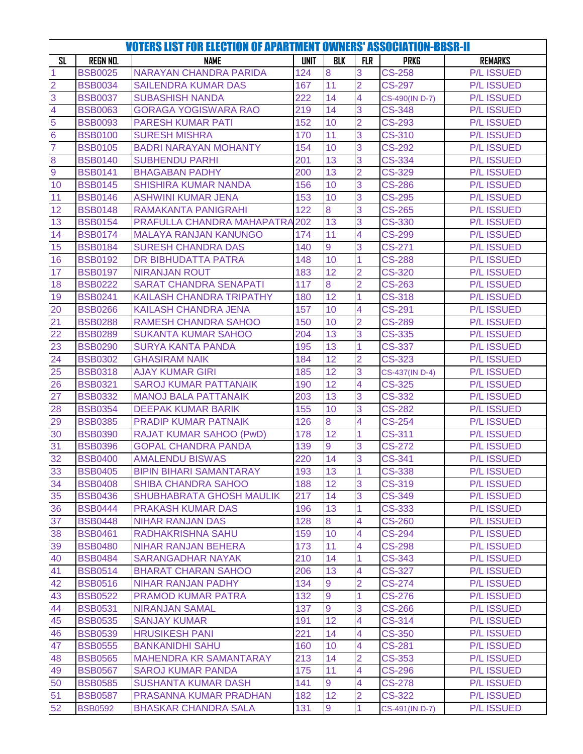# VOTERS LIST FOR ELECTION OF APARTMENT OWNERS' ASSOCIATION-BBSR-II

| SL | REGN NO. | NAME | UNIT | BLK | FLR | PRKG | REMARKS |
|---|---|---|---|---|---|---|---|
| 1 | BSB0025 | NARAYAN CHANDRA PARIDA | 124 | 8 | 3 | CS-258 | P/L ISSUED |
| 2 | BSB0034 | SAILENDRA KUMAR DAS | 167 | 11 | 2 | CS-297 | P/L ISSUED |
| 3 | BSB0037 | SUBASHISH NANDA | 222 | 14 | 4 | CS-490(IN D-7) | P/L ISSUED |
| 4 | BSB0063 | GORAGA YOGISWARA RAO | 219 | 14 | 3 | CS-348 | P/L ISSUED |
| 5 | BSB0093 | PARESH KUMAR PATI | 152 | 10 | 2 | CS-293 | P/L ISSUED |
| 6 | BSB0100 | SURESH MISHRA | 170 | 11 | 3 | CS-310 | P/L ISSUED |
| 7 | BSB0105 | BADRI NARAYAN MOHANTY | 154 | 10 | 3 | CS-292 | P/L ISSUED |
| 8 | BSB0140 | SUBHENDU PARHI | 201 | 13 | 3 | CS-334 | P/L ISSUED |
| 9 | BSB0141 | BHAGABAN PADHY | 200 | 13 | 2 | CS-329 | P/L ISSUED |
| 10 | BSB0145 | SHISHIRA KUMAR NANDA | 156 | 10 | 3 | CS-286 | P/L ISSUED |
| 11 | BSB0146 | ASHWINI KUMAR JENA | 153 | 10 | 3 | CS-295 | P/L ISSUED |
| 12 | BSB0148 | RAMAKANTA PANIGRAHI | 122 | 8 | 3 | CS-265 | P/L ISSUED |
| 13 | BSB0154 | PRAFULLA CHANDRA MAHAPATRA | 202 | 13 | 3 | CS-330 | P/L ISSUED |
| 14 | BSB0174 | MALAYA RANJAN KANUNGO | 174 | 11 | 4 | CS-299 | P/L ISSUED |
| 15 | BSB0184 | SURESH CHANDRA DAS | 140 | 9 | 3 | CS-271 | P/L ISSUED |
| 16 | BSB0192 | DR BIBHUDATTA PATRA | 148 | 10 | 1 | CS-288 | P/L ISSUED |
| 17 | BSB0197 | NIRANJAN ROUT | 183 | 12 | 2 | CS-320 | P/L ISSUED |
| 18 | BSB0222 | SARAT CHANDRA SENAPATI | 117 | 8 | 2 | CS-263 | P/L ISSUED |
| 19 | BSB0241 | KAILASH CHANDRA TRIPATHY | 180 | 12 | 1 | CS-318 | P/L ISSUED |
| 20 | BSB0266 | KAILASH CHANDRA JENA | 157 | 10 | 4 | CS-291 | P/L ISSUED |
| 21 | BSB0288 | RAMESH CHANDRA SAHOO | 150 | 10 | 2 | CS-289 | P/L ISSUED |
| 22 | BSB0289 | SUKANTA KUMAR SAHOO | 204 | 13 | 3 | CS-335 | P/L ISSUED |
| 23 | BSB0290 | SURYA KANTA PANDA | 195 | 13 | 1 | CS-337 | P/L ISSUED |
| 24 | BSB0302 | GHASIRAM NAIK | 184 | 12 | 2 | CS-323 | P/L ISSUED |
| 25 | BSB0318 | AJAY KUMAR GIRI | 185 | 12 | 3 | CS-437(IN D-4) | P/L ISSUED |
| 26 | BSB0321 | SAROJ KUMAR PATTANAIK | 190 | 12 | 4 | CS-325 | P/L ISSUED |
| 27 | BSB0332 | MANOJ BALA PATTANAIK | 203 | 13 | 3 | CS-332 | P/L ISSUED |
| 28 | BSB0354 | DEEPAK KUMAR BARIK | 155 | 10 | 3 | CS-282 | P/L ISSUED |
| 29 | BSB0385 | PRADIP KUMAR PATNAIK | 126 | 8 | 4 | CS-254 | P/L ISSUED |
| 30 | BSB0390 | RAJAT KUMAR SAHOO (PwD) | 178 | 12 | 1 | CS-311 | P/L ISSUED |
| 31 | BSB0396 | GOPAL CHANDRA PANDA | 139 | 9 | 3 | CS-272 | P/L ISSUED |
| 32 | BSB0400 | AMALENDU BISWAS | 220 | 14 | 3 | CS-341 | P/L ISSUED |
| 33 | BSB0405 | BIPIN BIHARI SAMANTARAY | 193 | 13 | 1 | CS-338 | P/L ISSUED |
| 34 | BSB0408 | SHIBA CHANDRA SAHOO | 188 | 12 | 3 | CS-319 | P/L ISSUED |
| 35 | BSB0436 | SHUBHABRATA GHOSH MAULIK | 217 | 14 | 3 | CS-349 | P/L ISSUED |
| 36 | BSB0444 | PRAKASH KUMAR DAS | 196 | 13 | 1 | CS-333 | P/L ISSUED |
| 37 | BSB0448 | NIHAR RANJAN DAS | 128 | 8 | 4 | CS-260 | P/L ISSUED |
| 38 | BSB0461 | RADHAKRISHNA SAHU | 159 | 10 | 4 | CS-294 | P/L ISSUED |
| 39 | BSB0480 | NIHAR RANJAN BEHERA | 173 | 11 | 4 | CS-298 | P/L ISSUED |
| 40 | BSB0484 | SARANGADHAR NAYAK | 210 | 14 | 1 | CS-343 | P/L ISSUED |
| 41 | BSB0514 | BHARAT CHARAN SAHOO | 206 | 13 | 4 | CS-327 | P/L ISSUED |
| 42 | BSB0516 | NIHAR RANJAN PADHY | 134 | 9 | 2 | CS-274 | P/L ISSUED |
| 43 | BSB0522 | PRAMOD KUMAR PATRA | 132 | 9 | 1 | CS-276 | P/L ISSUED |
| 44 | BSB0531 | NIRANJAN SAMAL | 137 | 9 | 3 | CS-266 | P/L ISSUED |
| 45 | BSB0535 | SANJAY KUMAR | 191 | 12 | 4 | CS-314 | P/L ISSUED |
| 46 | BSB0539 | HRUSIKESH PANI | 221 | 14 | 4 | CS-350 | P/L ISSUED |
| 47 | BSB0555 | BANKANIDHI SAHU | 160 | 10 | 4 | CS-281 | P/L ISSUED |
| 48 | BSB0565 | MAHENDRA KR SAMANTARAY | 213 | 14 | 2 | CS-353 | P/L ISSUED |
| 49 | BSB0567 | SAROJ KUMAR PANDA | 175 | 11 | 4 | CS-296 | P/L ISSUED |
| 50 | BSB0585 | SUSHANTA KUMAR DASH | 141 | 9 | 4 | CS-278 | P/L ISSUED |
| 51 | BSB0587 | PRASANNA KUMAR PRADHAN | 182 | 12 | 2 | CS-322 | P/L ISSUED |
| 52 | BSB0592 | BHASKAR CHANDRA SALA | 131 | 9 | 1 | CS-491(IN D-7) | P/L ISSUED |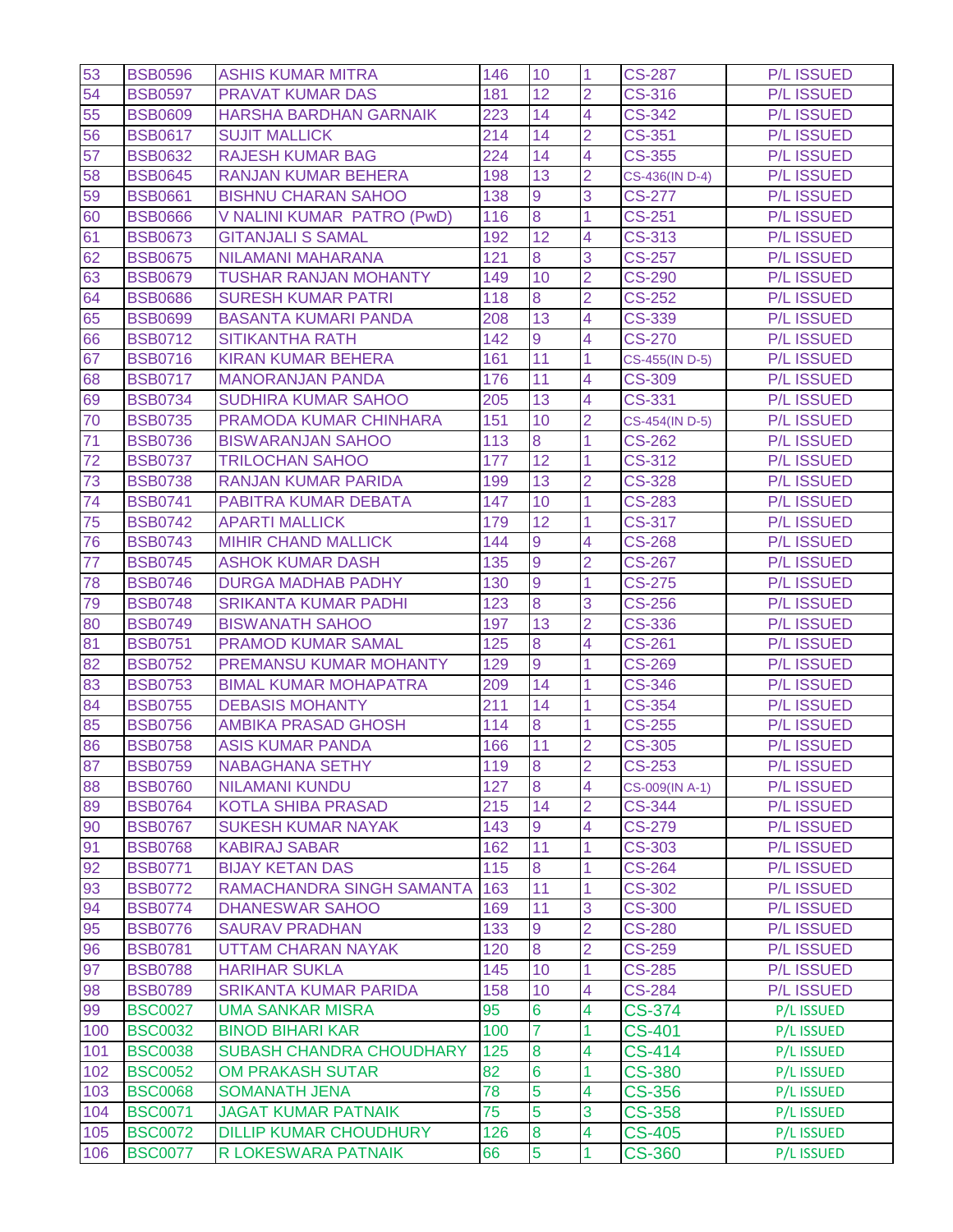| | | | | | | |
|---|---|---|---|---|---|---|
| 53 | BSB0596 | ASHIS KUMAR MITRA | 146 | 10 | 1 | CS-287 | P/L ISSUED |
| 54 | BSB0597 | PRAVAT KUMAR DAS | 181 | 12 | 2 | CS-316 | P/L ISSUED |
| 55 | BSB0609 | HARSHA BARDHAN GARNAIK | 223 | 14 | 4 | CS-342 | P/L ISSUED |
| 56 | BSB0617 | SUJIT MALLICK | 214 | 14 | 2 | CS-351 | P/L ISSUED |
| 57 | BSB0632 | RAJESH KUMAR BAG | 224 | 14 | 4 | CS-355 | P/L ISSUED |
| 58 | BSB0645 | RANJAN KUMAR BEHERA | 198 | 13 | 2 | CS-436(IN D-4) | P/L ISSUED |
| 59 | BSB0661 | BISHNU CHARAN SAHOO | 138 | 9 | 3 | CS-277 | P/L ISSUED |
| 60 | BSB0666 | V NALINI KUMAR PATRO (PwD) | 116 | 8 | 1 | CS-251 | P/L ISSUED |
| 61 | BSB0673 | GITANJALI S SAMAL | 192 | 12 | 4 | CS-313 | P/L ISSUED |
| 62 | BSB0675 | NILAMANI MAHARANA | 121 | 8 | 3 | CS-257 | P/L ISSUED |
| 63 | BSB0679 | TUSHAR RANJAN MOHANTY | 149 | 10 | 2 | CS-290 | P/L ISSUED |
| 64 | BSB0686 | SURESH KUMAR PATRI | 118 | 8 | 2 | CS-252 | P/L ISSUED |
| 65 | BSB0699 | BASANTA KUMARI PANDA | 208 | 13 | 4 | CS-339 | P/L ISSUED |
| 66 | BSB0712 | SITIKANTHA RATH | 142 | 9 | 4 | CS-270 | P/L ISSUED |
| 67 | BSB0716 | KIRAN KUMAR BEHERA | 161 | 11 | 1 | CS-455(IN D-5) | P/L ISSUED |
| 68 | BSB0717 | MANORANJAN PANDA | 176 | 11 | 4 | CS-309 | P/L ISSUED |
| 69 | BSB0734 | SUDHIRA KUMAR SAHOO | 205 | 13 | 4 | CS-331 | P/L ISSUED |
| 70 | BSB0735 | PRAMODA KUMAR CHINHARA | 151 | 10 | 2 | CS-454(IN D-5) | P/L ISSUED |
| 71 | BSB0736 | BISWARANJAN SAHOO | 113 | 8 | 1 | CS-262 | P/L ISSUED |
| 72 | BSB0737 | TRILOCHAN SAHOO | 177 | 12 | 1 | CS-312 | P/L ISSUED |
| 73 | BSB0738 | RANJAN KUMAR PARIDA | 199 | 13 | 2 | CS-328 | P/L ISSUED |
| 74 | BSB0741 | PABITRA KUMAR DEBATA | 147 | 10 | 1 | CS-283 | P/L ISSUED |
| 75 | BSB0742 | APARTI MALLICK | 179 | 12 | 1 | CS-317 | P/L ISSUED |
| 76 | BSB0743 | MIHIR CHAND MALLICK | 144 | 9 | 4 | CS-268 | P/L ISSUED |
| 77 | BSB0745 | ASHOK KUMAR DASH | 135 | 9 | 2 | CS-267 | P/L ISSUED |
| 78 | BSB0746 | DURGA MADHAB PADHY | 130 | 9 | 1 | CS-275 | P/L ISSUED |
| 79 | BSB0748 | SRIKANTA KUMAR PADHI | 123 | 8 | 3 | CS-256 | P/L ISSUED |
| 80 | BSB0749 | BISWANATH SAHOO | 197 | 13 | 2 | CS-336 | P/L ISSUED |
| 81 | BSB0751 | PRAMOD KUMAR SAMAL | 125 | 8 | 4 | CS-261 | P/L ISSUED |
| 82 | BSB0752 | PREMANSU KUMAR MOHANTY | 129 | 9 | 1 | CS-269 | P/L ISSUED |
| 83 | BSB0753 | BIMAL KUMAR MOHAPATRA | 209 | 14 | 1 | CS-346 | P/L ISSUED |
| 84 | BSB0755 | DEBASIS MOHANTY | 211 | 14 | 1 | CS-354 | P/L ISSUED |
| 85 | BSB0756 | AMBIKA PRASAD GHOSH | 114 | 8 | 1 | CS-255 | P/L ISSUED |
| 86 | BSB0758 | ASIS KUMAR PANDA | 166 | 11 | 2 | CS-305 | P/L ISSUED |
| 87 | BSB0759 | NABAGHANA SETHY | 119 | 8 | 2 | CS-253 | P/L ISSUED |
| 88 | BSB0760 | NILAMANI KUNDU | 127 | 8 | 4 | CS-009(IN A-1) | P/L ISSUED |
| 89 | BSB0764 | KOTLA SHIBA PRASAD | 215 | 14 | 2 | CS-344 | P/L ISSUED |
| 90 | BSB0767 | SUKESH KUMAR NAYAK | 143 | 9 | 4 | CS-279 | P/L ISSUED |
| 91 | BSB0768 | KABIRAJ SABAR | 162 | 11 | 1 | CS-303 | P/L ISSUED |
| 92 | BSB0771 | BIJAY KETAN DAS | 115 | 8 | 1 | CS-264 | P/L ISSUED |
| 93 | BSB0772 | RAMACHANDRA SINGH SAMANTA | 163 | 11 | 1 | CS-302 | P/L ISSUED |
| 94 | BSB0774 | DHANESWAR SAHOO | 169 | 11 | 3 | CS-300 | P/L ISSUED |
| 95 | BSB0776 | SAURAV PRADHAN | 133 | 9 | 2 | CS-280 | P/L ISSUED |
| 96 | BSB0781 | UTTAM CHARAN NAYAK | 120 | 8 | 2 | CS-259 | P/L ISSUED |
| 97 | BSB0788 | HARIHAR SUKLA | 145 | 10 | 1 | CS-285 | P/L ISSUED |
| 98 | BSB0789 | SRIKANTA KUMAR PARIDA | 158 | 10 | 4 | CS-284 | P/L ISSUED |
| 99 | BSC0027 | UMA SANKAR MISRA | 95 | 6 | 4 | CS-374 | P/L ISSUED |
| 100 | BSC0032 | BINOD BIHARI KAR | 100 | 7 | 1 | CS-401 | P/L ISSUED |
| 101 | BSC0038 | SUBASH CHANDRA CHOUDHARY | 125 | 8 | 4 | CS-414 | P/L ISSUED |
| 102 | BSC0052 | OM PRAKASH SUTAR | 82 | 6 | 1 | CS-380 | P/L ISSUED |
| 103 | BSC0068 | SOMANATH JENA | 78 | 5 | 4 | CS-356 | P/L ISSUED |
| 104 | BSC0071 | JAGAT KUMAR PATNAIK | 75 | 5 | 3 | CS-358 | P/L ISSUED |
| 105 | BSC0072 | DILLIP KUMAR CHOUDHURY | 126 | 8 | 4 | CS-405 | P/L ISSUED |
| 106 | BSC0077 | R LOKESWARA PATNAIK | 66 | 5 | 1 | CS-360 | P/L ISSUED |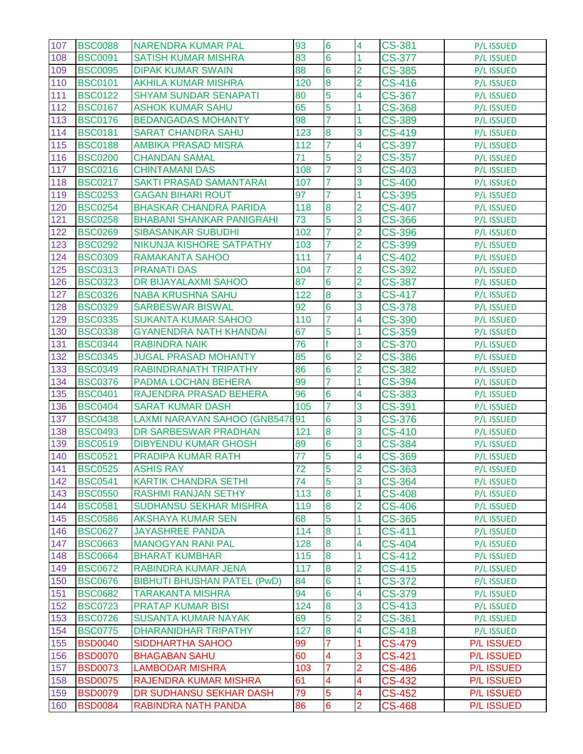| 107 | BSC0088 | NARENDRA KUMAR PAL | 93 | 6 | 4 | CS-381 | P/L ISSUED |
|---|---|---|---|---|---|---|---|
| 108 | BSC0091 | SATISH KUMAR MISHRA | 83 | 6 | 1 | CS-377 | P/L ISSUED |
| 109 | BSC0095 | DIPAK KUMAR SWAIN | 88 | 6 | 2 | CS-385 | P/L ISSUED |
| 110 | BSC0101 | AKHILA KUMAR MISHRA | 120 | 8 | 2 | CS-416 | P/L ISSUED |
| 111 | BSC0122 | SHYAM SUNDAR SENAPATI | 80 | 5 | 4 | CS-367 | P/L ISSUED |
| 112 | BSC0167 | ASHOK KUMAR SAHU | 65 | 5 | 1 | CS-368 | P/L ISSUED |
| 113 | BSC0176 | BEDANGADAS MOHANTY | 98 | 7 | 1 | CS-389 | P/L ISSUED |
| 114 | BSC0181 | SARAT CHANDRA SAHU | 123 | 8 | 3 | CS-419 | P/L ISSUED |
| 115 | BSC0188 | AMBIKA PRASAD MISRA | 112 | 7 | 4 | CS-397 | P/L ISSUED |
| 116 | BSC0200 | CHANDAN SAMAL | 71 | 5 | 2 | CS-357 | P/L ISSUED |
| 117 | BSC0216 | CHINTAMANI DAS | 108 | 7 | 3 | CS-403 | P/L ISSUED |
| 118 | BSC0217 | SAKTI PRASAD SAMANTARAI | 107 | 7 | 3 | CS-400 | P/L ISSUED |
| 119 | BSC0253 | GAGAN BIHARI ROUT | 97 | 7 | 1 | CS-395 | P/L ISSUED |
| 120 | BSC0254 | BHASKAR CHANDRA PARIDA | 118 | 8 | 2 | CS-407 | P/L ISSUED |
| 121 | BSC0258 | BHABANI SHANKAR PANIGRAHI | 73 | 5 | 3 | CS-366 | P/L ISSUED |
| 122 | BSC0269 | SIBASANKAR SUBUDHI | 102 | 7 | 2 | CS-396 | P/L ISSUED |
| 123 | BSC0292 | NIKUNJA KISHORE SATPATHY | 103 | 7 | 2 | CS-399 | P/L ISSUED |
| 124 | BSC0309 | RAMAKANTA SAHOO | 111 | 7 | 4 | CS-402 | P/L ISSUED |
| 125 | BSC0313 | PRANATI DAS | 104 | 7 | 2 | CS-392 | P/L ISSUED |
| 126 | BSC0323 | DR BIJAYALAXMI SAHOO | 87 | 6 | 2 | CS-387 | P/L ISSUED |
| 127 | BSC0326 | NABA KRUSHNA SAHU | 122 | 8 | 3 | CS-417 | P/L ISSUED |
| 128 | BSC0329 | SARBESWAR BISWAL | 92 | 6 | 3 | CS-378 | P/L ISSUED |
| 129 | BSC0335 | SUKANTA KUMAR SAHOO | 110 | 7 | 4 | CS-390 | P/L ISSUED |
| 130 | BSC0338 | GYANENDRA NATH KHANDAI | 67 | 5 | 1 | CS-359 | P/L ISSUED |
| 131 | BSC0344 | RABINDRA NAIK | 76 | f | 3 | CS-370 | P/L ISSUED |
| 132 | BSC0345 | JUGAL PRASAD MOHANTY | 85 | 6 | 2 | CS-386 | P/L ISSUED |
| 133 | BSC0349 | RABINDRANATH TRIPATHY | 86 | 6 | 2 | CS-382 | P/L ISSUED |
| 134 | BSC0376 | PADMA LOCHAN BEHERA | 99 | 7 | 1 | CS-394 | P/L ISSUED |
| 135 | BSC0401 | RAJENDRA PRASAD BEHERA | 96 | 6 | 4 | CS-383 | P/L ISSUED |
| 136 | BSC0404 | SARAT KUMAR DASH | 105 | 7 | 3 | CS-391 | P/L ISSUED |
| 137 | BSC0438 | LAXMI NARAYAN SAHOO (GNB5478 | 91 | 6 | 3 | CS-376 | P/L ISSUED |
| 138 | BSC0493 | DR SARBESWAR PRADHAN | 121 | 8 | 3 | CS-410 | P/L ISSUED |
| 139 | BSC0519 | DIBYENDU KUMAR GHOSH | 89 | 6 | 3 | CS-384 | P/L ISSUED |
| 140 | BSC0521 | PRADIPA KUMAR RATH | 77 | 5 | 4 | CS-369 | P/L ISSUED |
| 141 | BSC0525 | ASHIS RAY | 72 | 5 | 2 | CS-363 | P/L ISSUED |
| 142 | BSC0541 | KARTIK CHANDRA SETHI | 74 | 5 | 3 | CS-364 | P/L ISSUED |
| 143 | BSC0550 | RASHMI RANJAN SETHY | 113 | 8 | 1 | CS-408 | P/L ISSUED |
| 144 | BSC0581 | SUDHANSU SEKHAR MISHRA | 119 | 8 | 2 | CS-406 | P/L ISSUED |
| 145 | BSC0586 | AKSHAYA KUMAR SEN | 68 | 5 | 1 | CS-365 | P/L ISSUED |
| 146 | BSC0627 | JAYASHREE PANDA | 114 | 8 | 1 | CS-411 | P/L ISSUED |
| 147 | BSC0663 | MANOGYAN RANI PAL | 128 | 8 | 4 | CS-404 | P/L ISSUED |
| 148 | BSC0664 | BHARAT KUMBHAR | 115 | 8 | 1 | CS-412 | P/L ISSUED |
| 149 | BSC0672 | RABINDRA KUMAR JENA | 117 | 8 | 2 | CS-415 | P/L ISSUED |
| 150 | BSC0676 | BIBHUTI BHUSHAN PATEL (PwD) | 84 | 6 | 1 | CS-372 | P/L ISSUED |
| 151 | BSC0682 | TARAKANTA MISHRA | 94 | 6 | 4 | CS-379 | P/L ISSUED |
| 152 | BSC0723 | PRATAP KUMAR BISI | 124 | 8 | 3 | CS-413 | P/L ISSUED |
| 153 | BSC0726 | SUSANTA KUMAR NAYAK | 69 | 5 | 2 | CS-361 | P/L ISSUED |
| 154 | BSC0775 | DHARANIDHAR TRIPATHY | 127 | 8 | 4 | CS-418 | P/L ISSUED |
| 155 | BSD0040 | SIDDHARTHA SAHOO | 99 | 7 | 1 | CS-479 | P/L ISSUED |
| 156 | BSD0070 | BHAGABAN SAHU | 60 | 4 | 3 | CS-421 | P/L ISSUED |
| 157 | BSD0073 | LAMBODAR MISHRA | 103 | 7 | 2 | CS-486 | P/L ISSUED |
| 158 | BSD0075 | RAJENDRA KUMAR MISHRA | 61 | 4 | 4 | CS-432 | P/L ISSUED |
| 159 | BSD0079 | DR SUDHANSU SEKHAR DASH | 79 | 5 | 4 | CS-452 | P/L ISSUED |
| 160 | BSD0084 | RABINDRA NATH PANDA | 86 | 6 | 2 | CS-468 | P/L ISSUED |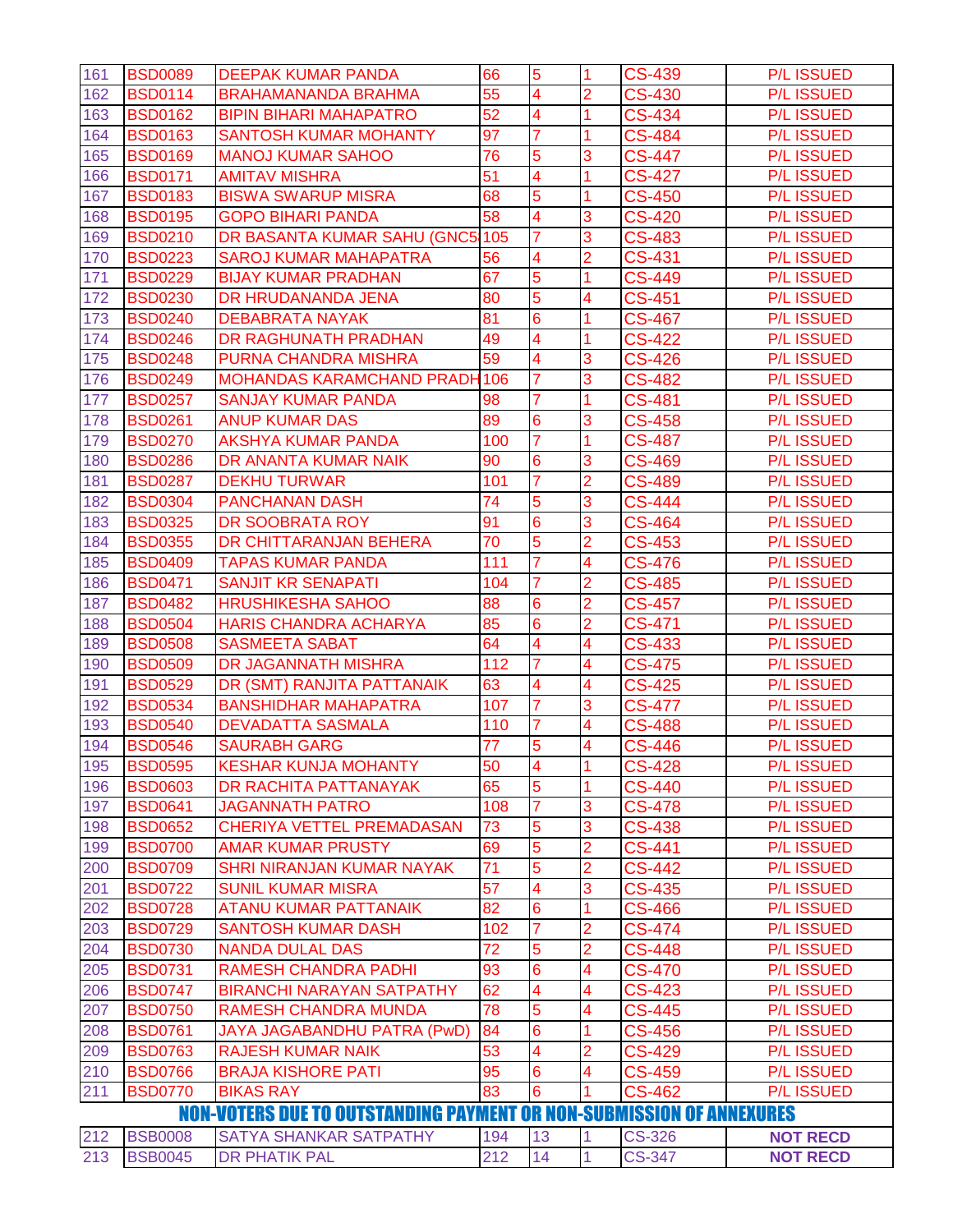| | | | | | | |
|---|---|---|---|---|---|---|
| 161 | BSD0089 | DEEPAK KUMAR PANDA | 66 | 5 | 1 | CS-439 | P/L ISSUED |
| 162 | BSD0114 | BRAHAMANANDA BRAHMA | 55 | 4 | 2 | CS-430 | P/L ISSUED |
| 163 | BSD0162 | BIPIN BIHARI MAHAPATRO | 52 | 4 | 1 | CS-434 | P/L ISSUED |
| 164 | BSD0163 | SANTOSH KUMAR MOHANTY | 97 | 7 | 1 | CS-484 | P/L ISSUED |
| 165 | BSD0169 | MANOJ KUMAR SAHOO | 76 | 5 | 3 | CS-447 | P/L ISSUED |
| 166 | BSD0171 | AMITAV MISHRA | 51 | 4 | 1 | CS-427 | P/L ISSUED |
| 167 | BSD0183 | BISWA SWARUP MISRA | 68 | 5 | 1 | CS-450 | P/L ISSUED |
| 168 | BSD0195 | GOPO BIHARI PANDA | 58 | 4 | 3 | CS-420 | P/L ISSUED |
| 169 | BSD0210 | DR BASANTA KUMAR SAHU (GNC5 | 105 | 7 | 3 | CS-483 | P/L ISSUED |
| 170 | BSD0223 | SAROJ KUMAR MAHAPATRA | 56 | 4 | 2 | CS-431 | P/L ISSUED |
| 171 | BSD0229 | BIJAY KUMAR PRADHAN | 67 | 5 | 1 | CS-449 | P/L ISSUED |
| 172 | BSD0230 | DR HRUDANANDA JENA | 80 | 5 | 4 | CS-451 | P/L ISSUED |
| 173 | BSD0240 | DEBABRATA NAYAK | 81 | 6 | 1 | CS-467 | P/L ISSUED |
| 174 | BSD0246 | DR RAGHUNATH PRADHAN | 49 | 4 | 1 | CS-422 | P/L ISSUED |
| 175 | BSD0248 | PURNA CHANDRA MISHRA | 59 | 4 | 3 | CS-426 | P/L ISSUED |
| 176 | BSD0249 | MOHANDAS KARAMCHAND PRADH | 106 | 7 | 3 | CS-482 | P/L ISSUED |
| 177 | BSD0257 | SANJAY KUMAR PANDA | 98 | 7 | 1 | CS-481 | P/L ISSUED |
| 178 | BSD0261 | ANUP KUMAR DAS | 89 | 6 | 3 | CS-458 | P/L ISSUED |
| 179 | BSD0270 | AKSHYA KUMAR PANDA | 100 | 7 | 1 | CS-487 | P/L ISSUED |
| 180 | BSD0286 | DR ANANTA KUMAR NAIK | 90 | 6 | 3 | CS-469 | P/L ISSUED |
| 181 | BSD0287 | DEKHU TURWAR | 101 | 7 | 2 | CS-489 | P/L ISSUED |
| 182 | BSD0304 | PANCHANAN DASH | 74 | 5 | 3 | CS-444 | P/L ISSUED |
| 183 | BSD0325 | DR SOOBRATA ROY | 91 | 6 | 3 | CS-464 | P/L ISSUED |
| 184 | BSD0355 | DR CHITTARANJAN BEHERA | 70 | 5 | 2 | CS-453 | P/L ISSUED |
| 185 | BSD0409 | TAPAS KUMAR PANDA | 111 | 7 | 4 | CS-476 | P/L ISSUED |
| 186 | BSD0471 | SANJIT KR SENAPATI | 104 | 7 | 2 | CS-485 | P/L ISSUED |
| 187 | BSD0482 | HRUSHIKESHA SAHOO | 88 | 6 | 2 | CS-457 | P/L ISSUED |
| 188 | BSD0504 | HARIS CHANDRA ACHARYA | 85 | 6 | 2 | CS-471 | P/L ISSUED |
| 189 | BSD0508 | SASMEETA SABAT | 64 | 4 | 4 | CS-433 | P/L ISSUED |
| 190 | BSD0509 | DR JAGANNATH MISHRA | 112 | 7 | 4 | CS-475 | P/L ISSUED |
| 191 | BSD0529 | DR (SMT) RANJITA PATTANAIK | 63 | 4 | 4 | CS-425 | P/L ISSUED |
| 192 | BSD0534 | BANSHIDHAR MAHAPATRA | 107 | 7 | 3 | CS-477 | P/L ISSUED |
| 193 | BSD0540 | DEVADATTA SASMALA | 110 | 7 | 4 | CS-488 | P/L ISSUED |
| 194 | BSD0546 | SAURABH GARG | 77 | 5 | 4 | CS-446 | P/L ISSUED |
| 195 | BSD0595 | KESHAR KUNJA MOHANTY | 50 | 4 | 1 | CS-428 | P/L ISSUED |
| 196 | BSD0603 | DR RACHITA PATTANAYAK | 65 | 5 | 1 | CS-440 | P/L ISSUED |
| 197 | BSD0641 | JAGANNATH PATRO | 108 | 7 | 3 | CS-478 | P/L ISSUED |
| 198 | BSD0652 | CHERIYA VETTEL PREMADASAN | 73 | 5 | 3 | CS-438 | P/L ISSUED |
| 199 | BSD0700 | AMAR KUMAR PRUSTY | 69 | 5 | 2 | CS-441 | P/L ISSUED |
| 200 | BSD0709 | SHRI NIRANJAN KUMAR NAYAK | 71 | 5 | 2 | CS-442 | P/L ISSUED |
| 201 | BSD0722 | SUNIL KUMAR MISRA | 57 | 4 | 3 | CS-435 | P/L ISSUED |
| 202 | BSD0728 | ATANU KUMAR PATTANAIK | 82 | 6 | 1 | CS-466 | P/L ISSUED |
| 203 | BSD0729 | SANTOSH KUMAR DASH | 102 | 7 | 2 | CS-474 | P/L ISSUED |
| 204 | BSD0730 | NANDA DULAL DAS | 72 | 5 | 2 | CS-448 | P/L ISSUED |
| 205 | BSD0731 | RAMESH CHANDRA PADHI | 93 | 6 | 4 | CS-470 | P/L ISSUED |
| 206 | BSD0747 | BIRANCHI NARAYAN SATPATHY | 62 | 4 | 4 | CS-423 | P/L ISSUED |
| 207 | BSD0750 | RAMESH CHANDRA MUNDA | 78 | 5 | 4 | CS-445 | P/L ISSUED |
| 208 | BSD0761 | JAYA JAGABANDHU PATRA (PwD) | 84 | 6 | 1 | CS-456 | P/L ISSUED |
| 209 | BSD0763 | RAJESH KUMAR NAIK | 53 | 4 | 2 | CS-429 | P/L ISSUED |
| 210 | BSD0766 | BRAJA KISHORE PATI | 95 | 6 | 4 | CS-459 | P/L ISSUED |
| 211 | BSD0770 | BIKAS RAY | 83 | 6 | 1 | CS-462 | P/L ISSUED |
| **NON-VOTERS DUE TO OUTSTANDING PAYMENT OR NON-SUBMISSION OF ANNEXURES** | | | | | | | |
| 212 | BSB0008 | SATYA SHANKAR SATPATHY | 194 | 13 | 1 | CS-326 | **NOT RECD** |
| 213 | BSB0045 | DR PHATIK PAL | 212 | 14 | 1 | CS-347 | **NOT RECD** |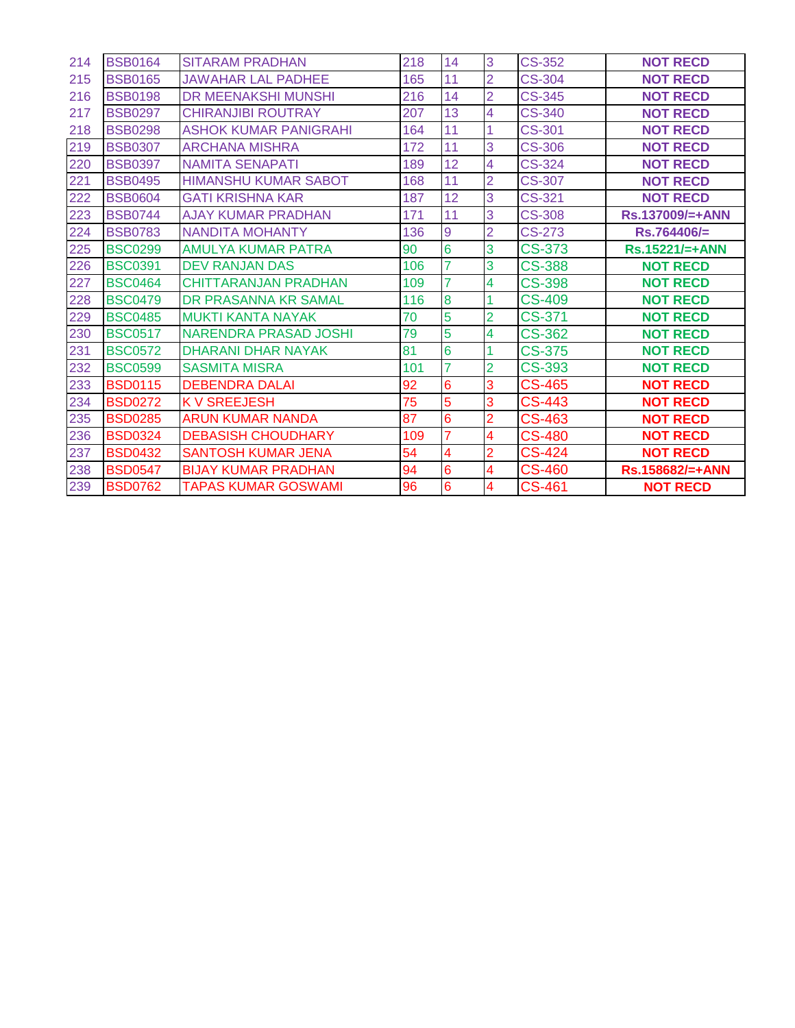| | | | | | | |
|---|---|---|---|---|---|---|
| 214 | BSB0164 | SITARAM PRADHAN | 218 | 14 | 3 | CS-352 | NOT RECD |
| 215 | BSB0165 | JAWAHAR LAL PADHEE | 165 | 11 | 2 | CS-304 | NOT RECD |
| 216 | BSB0198 | DR MEENAKSHI MUNSHI | 216 | 14 | 2 | CS-345 | NOT RECD |
| 217 | BSB0297 | CHIRANJIBI ROUTRAY | 207 | 13 | 4 | CS-340 | NOT RECD |
| 218 | BSB0298 | ASHOK KUMAR PANIGRAHI | 164 | 11 | 1 | CS-301 | NOT RECD |
| 219 | BSB0307 | ARCHANA MISHRA | 172 | 11 | 3 | CS-306 | NOT RECD |
| 220 | BSB0397 | NAMITA SENAPATI | 189 | 12 | 4 | CS-324 | NOT RECD |
| 221 | BSB0495 | HIMANSHU KUMAR SABOT | 168 | 11 | 2 | CS-307 | NOT RECD |
| 222 | BSB0604 | GATI KRISHNA KAR | 187 | 12 | 3 | CS-321 | NOT RECD |
| 223 | BSB0744 | AJAY KUMAR PRADHAN | 171 | 11 | 3 | CS-308 | Rs.137009/=+ANN |
| 224 | BSB0783 | NANDITA MOHANTY | 136 | 9 | 2 | CS-273 | Rs.764406/= |
| 225 | BSC0299 | AMULYA KUMAR PATRA | 90 | 6 | 3 | CS-373 | Rs.15221/=+ANN |
| 226 | BSC0391 | DEV RANJAN DAS | 106 | 7 | 3 | CS-388 | NOT RECD |
| 227 | BSC0464 | CHITTARANJAN PRADHAN | 109 | 7 | 4 | CS-398 | NOT RECD |
| 228 | BSC0479 | DR PRASANNA KR SAMAL | 116 | 8 | 1 | CS-409 | NOT RECD |
| 229 | BSC0485 | MUKTI KANTA NAYAK | 70 | 5 | 2 | CS-371 | NOT RECD |
| 230 | BSC0517 | NARENDRA PRASAD JOSHI | 79 | 5 | 4 | CS-362 | NOT RECD |
| 231 | BSC0572 | DHARANI DHAR NAYAK | 81 | 6 | 1 | CS-375 | NOT RECD |
| 232 | BSC0599 | SASMITA MISRA | 101 | 7 | 2 | CS-393 | NOT RECD |
| 233 | BSD0115 | DEBENDRA DALAI | 92 | 6 | 3 | CS-465 | NOT RECD |
| 234 | BSD0272 | K V SREEJESH | 75 | 5 | 3 | CS-443 | NOT RECD |
| 235 | BSD0285 | ARUN KUMAR NANDA | 87 | 6 | 2 | CS-463 | NOT RECD |
| 236 | BSD0324 | DEBASISH CHOUDHARY | 109 | 7 | 4 | CS-480 | NOT RECD |
| 237 | BSD0432 | SANTOSH KUMAR JENA | 54 | 4 | 2 | CS-424 | NOT RECD |
| 238 | BSD0547 | BIJAY KUMAR PRADHAN | 94 | 6 | 4 | CS-460 | Rs.158682/=+ANN |
| 239 | BSD0762 | TAPAS KUMAR GOSWAMI | 96 | 6 | 4 | CS-461 | NOT RECD |